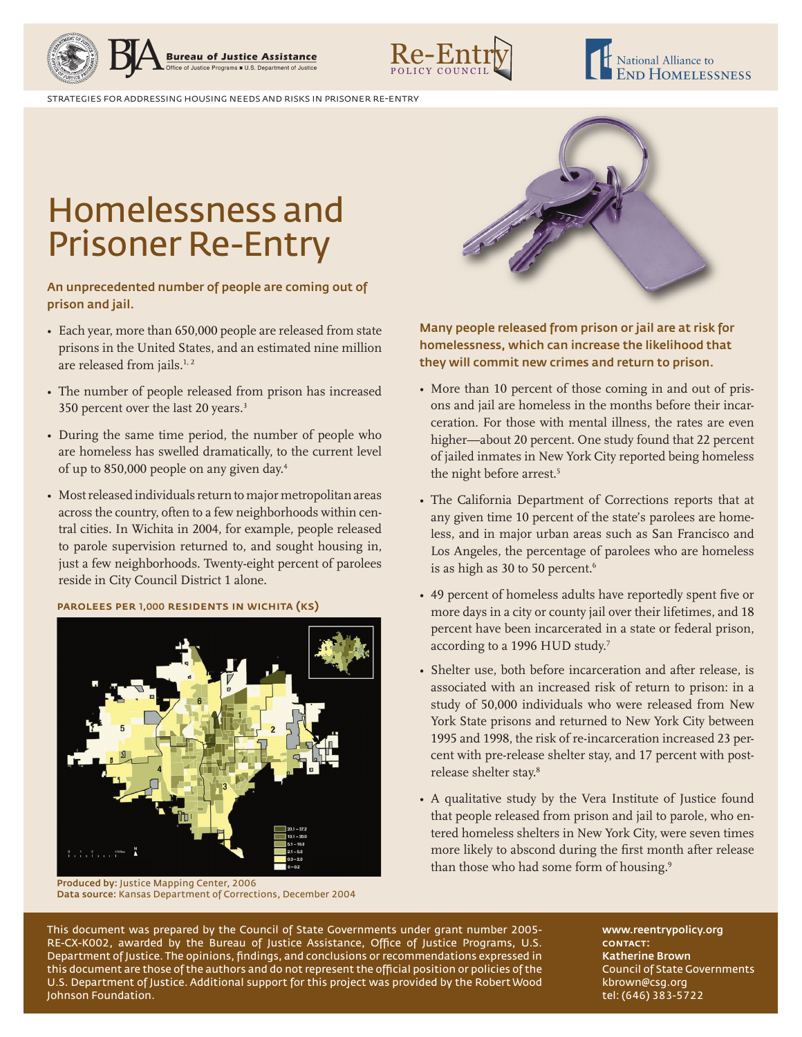STRATEGIES FOR ADDRESSING HOUSING NEEDS AND RISKS IN PRISONER RE-ENTRY

# Homelessness and Prisoner Re-Entry

**An unprecedented number of people are coming out of prison and jail.**

- Each year, more than 650,000 people are released from state prisons in the United States, and an estimated nine million are released from jails.[1, 2]
- The number of people released from prison has increased 350 percent over the last 20 years.[3]
- During the same time period, the number of people who are homeless has swelled dramatically, to the current level of up to 850,000 people on any given day.[4]
- Most released individuals return to major metropolitan areas across the country, often to a few neighborhoods within central cities. In Wichita in 2004, for example, people released to parole supervision returned to, and sought housing in, just a few neighborhoods. Twenty-eight percent of parolees reside in City Council District 1 alone.

**PAROLEES PER 1,000 RESIDENTS IN WICHITA (KS)**

**Produced by:** Justice Mapping Center, 2006
**Data source:** Kansas Department of Corrections, December 2004

**Many people released from prison or jail are at risk for homelessness, which can increase the likelihood that they will commit new crimes and return to prison.**

- More than 10 percent of those coming in and out of prisons and jail are homeless in the months before their incarceration. For those with mental illness, the rates are even higher—about 20 percent. One study found that 22 percent of jailed inmates in New York City reported being homeless the night before arrest.[5]
- The California Department of Corrections reports that at any given time 10 percent of the state's parolees are homeless, and in major urban areas such as San Francisco and Los Angeles, the percentage of parolees who are homeless is as high as 30 to 50 percent.[6]
- 49 percent of homeless adults have reportedly spent five or more days in a city or county jail over their lifetimes, and 18 percent have been incarcerated in a state or federal prison, according to a 1996 HUD study.[7]
- Shelter use, both before incarceration and after release, is associated with an increased risk of return to prison: in a study of 50,000 individuals who were released from New York State prisons and returned to New York City between 1995 and 1998, the risk of re-incarceration increased 23 percent with pre-release shelter stay, and 17 percent with post-release shelter stay.[8]
- A qualitative study by the Vera Institute of Justice found that people released from prison and jail to parole, who entered homeless shelters in New York City, were seven times more likely to abscond during the first month after release than those who had some form of housing.[9]

This document was prepared by the Council of State Governments under grant number 2005-RE-CX-K002, awarded by the Bureau of Justice Assistance, Office of Justice Programs, U.S. Department of Justice. The opinions, findings, and conclusions or recommendations expressed in this document are those of the authors and do not represent the official position or policies of the U.S. Department of Justice. Additional support for this project was provided by the Robert Wood Johnson Foundation.

www.reentrypolicy.org
**CONTACT:**
**Katherine Brown**
Council of State Governments
kbrown@csg.org
tel: (646) 383-5722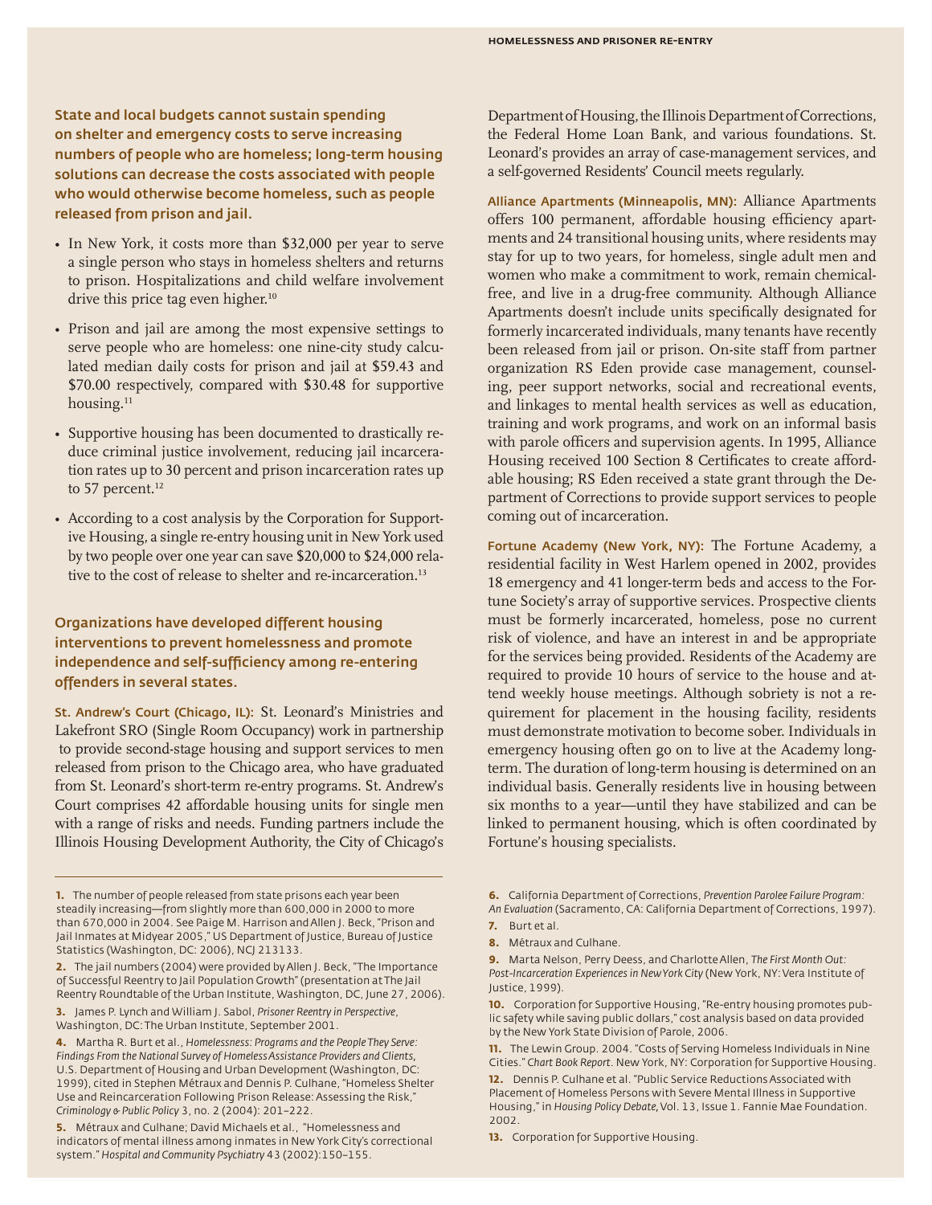**State and local budgets cannot sustain spending on shelter and emergency costs to serve increasing numbers of people who are homeless; long-term housing solutions can decrease the costs associated with people who would otherwise become homeless, such as people released from prison and jail.**

- In New York, it costs more than $32,000 per year to serve a single person who stays in homeless shelters and returns to prison. Hospitalizations and child welfare involvement drive this price tag even higher.[10]
- Prison and jail are among the most expensive settings to serve people who are homeless: one nine-city study calculated median daily costs for prison and jail at $59.43 and $70.00 respectively, compared with $30.48 for supportive housing.[11]
- Supportive housing has been documented to drastically reduce criminal justice involvement, reducing jail incarceration rates up to 30 percent and prison incarceration rates up to 57 percent.[12]
- According to a cost analysis by the Corporation for Supportive Housing, a single re-entry housing unit in New York used by two people over one year can save $20,000 to $24,000 relative to the cost of release to shelter and re-incarceration.[13]

**Organizations have developed different housing interventions to prevent homelessness and promote independence and self-sufficiency among re-entering offenders in several states.**

**St. Andrew's Court (Chicago, IL):** St. Leonard's Ministries and Lakefront SRO (Single Room Occupancy) work in partnership to provide second-stage housing and support services to men released from prison to the Chicago area, who have graduated from St. Leonard's short-term re-entry programs. St. Andrew's Court comprises 42 affordable housing units for single men with a range of risks and needs. Funding partners include the Illinois Housing Development Authority, the City of Chicago's Department of Housing, the Illinois Department of Corrections, the Federal Home Loan Bank, and various foundations. St. Leonard's provides an array of case-management services, and a self-governed Residents' Council meets regularly.

**Alliance Apartments (Minneapolis, MN):** Alliance Apartments offers 100 permanent, affordable housing efficiency apartments and 24 transitional housing units, where residents may stay for up to two years, for homeless, single adult men and women who make a commitment to work, remain chemical-free, and live in a drug-free community. Although Alliance Apartments doesn't include units specifically designated for formerly incarcerated individuals, many tenants have recently been released from jail or prison. On-site staff from partner organization RS Eden provide case management, counseling, peer support networks, social and recreational events, and linkages to mental health services as well as education, training and work programs, and work on an informal basis with parole officers and supervision agents. In 1995, Alliance Housing received 100 Section 8 Certificates to create affordable housing; RS Eden received a state grant through the Department of Corrections to provide support services to people coming out of incarceration.

**Fortune Academy (New York, NY):** The Fortune Academy, a residential facility in West Harlem opened in 2002, provides 18 emergency and 41 longer-term beds and access to the Fortune Society's array of supportive services. Prospective clients must be formerly incarcerated, homeless, pose no current risk of violence, and have an interest in and be appropriate for the services being provided. Residents of the Academy are required to provide 10 hours of service to the house and attend weekly house meetings. Although sobriety is not a requirement for placement in the housing facility, residents must demonstrate motivation to become sober. Individuals in emergency housing often go on to live at the Academy long-term. The duration of long-term housing is determined on an individual basis. Generally residents live in housing between six months to a year—until they have stabilized and can be linked to permanent housing, which is often coordinated by Fortune's housing specialists.

---

1. The number of people released from state prisons each year been steadily increasing—from slightly more than 600,000 in 2000 to more than 670,000 in 2004. See Paige M. Harrison and Allen J. Beck, "Prison and Jail Inmates at Midyear 2005," US Department of Justice, Bureau of Justice Statistics (Washington, DC: 2006), NCJ 213133.
2. The jail numbers (2004) were provided by Allen J. Beck, "The Importance of Successful Reentry to Jail Population Growth" (presentation at The Jail Reentry Roundtable of the Urban Institute, Washington, DC, June 27, 2006).
3. James P. Lynch and William J. Sabol, *Prisoner Reentry in Perspective*, Washington, DC: The Urban Institute, September 2001.
4. Martha R. Burt et al., *Homelessness: Programs and the People They Serve: Findings From the National Survey of Homeless Assistance Providers and Clients*, U.S. Department of Housing and Urban Development (Washington, DC: 1999), cited in Stephen Métraux and Dennis P. Culhane, "Homeless Shelter Use and Reincarceration Following Prison Release: Assessing the Risk," *Criminology & Public Policy* 3, no. 2 (2004): 201–222.
5. Métraux and Culhane; David Michaels et al., "Homelessness and indicators of mental illness among inmates in New York City's correctional system." *Hospital and Community Psychiatry* 43 (2002):150–155.
6. California Department of Corrections, *Prevention Parolee Failure Program: An Evaluation* (Sacramento, CA: California Department of Corrections, 1997).
7. Burt et al.
8. Métraux and Culhane.
9. Marta Nelson, Perry Deess, and Charlotte Allen, *The First Month Out: Post-Incarceration Experiences in New York City* (New York, NY: Vera Institute of Justice, 1999).
10. Corporation for Supportive Housing, "Re-entry housing promotes public safety while saving public dollars," cost analysis based on data provided by the New York State Division of Parole, 2006.
11. The Lewin Group. 2004. "Costs of Serving Homeless Individuals in Nine Cities." *Chart Book Report*. New York, NY: Corporation for Supportive Housing.
12. Dennis P. Culhane et al. "Public Service Reductions Associated with Placement of Homeless Persons with Severe Mental Illness in Supportive Housing," in *Housing Policy Debate*, Vol. 13, Issue 1. Fannie Mae Foundation. 2002.
13. Corporation for Supportive Housing.